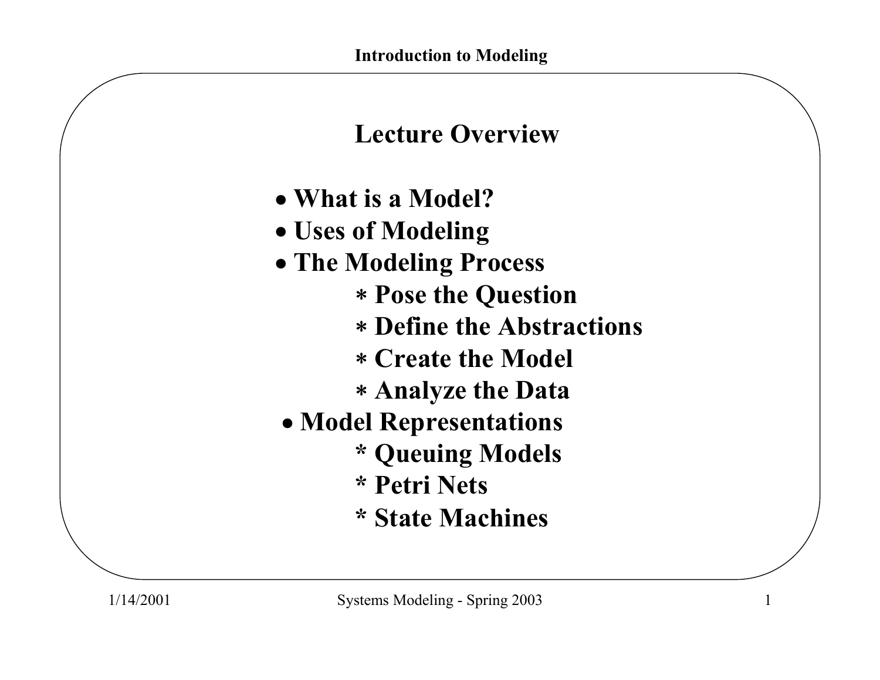## Lecture Overview

- What is a Model?
- Uses of Modeling
- The Modeling Process
  - Pose the Question
  - Define the Abstractions
  - Create the Model
  - Analyze the Data
- Model Representations
  - Queuing Models
  - Petri Nets
  - State Machines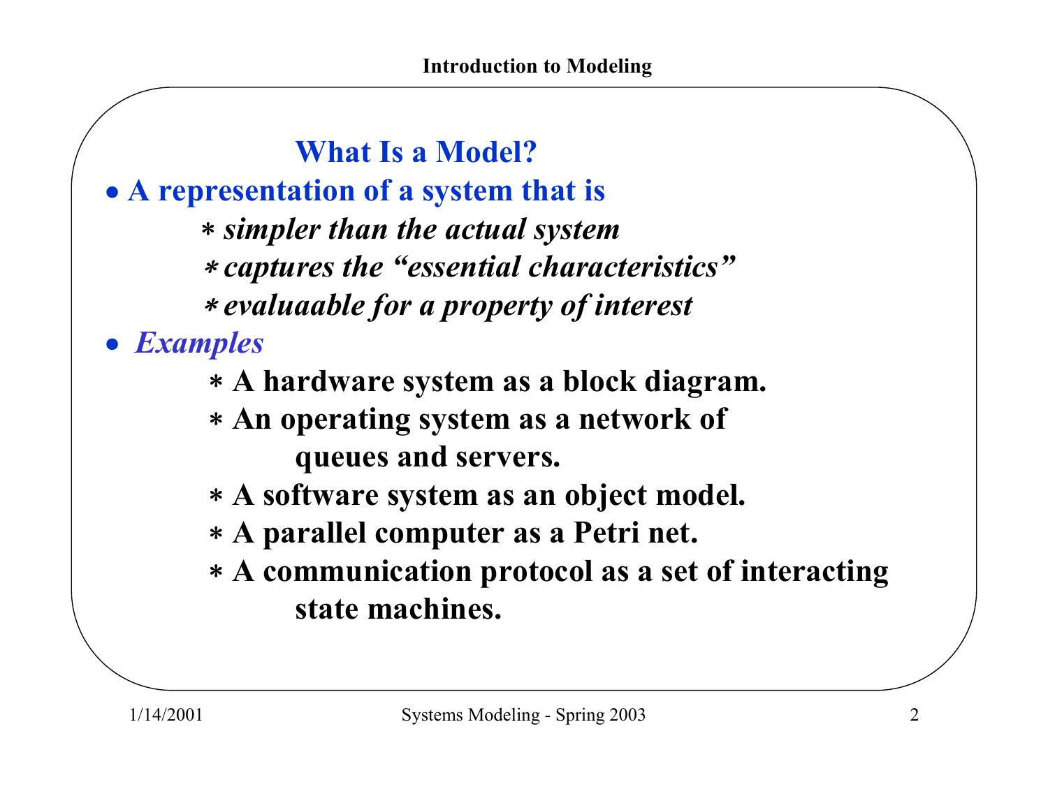## What Is a Model?

- **A representation of a system that is**
  - *simpler than the actual system*
  - *captures the "essential characteristics"*
  - *evaluaable for a property of interest*
- *Examples*
  - **A hardware system as a block diagram.**
  - **An operating system as a network of queues and servers.**
  - **A software system as an object model.**
  - **A parallel computer as a Petri net.**
  - **A communication protocol as a set of interacting state machines.**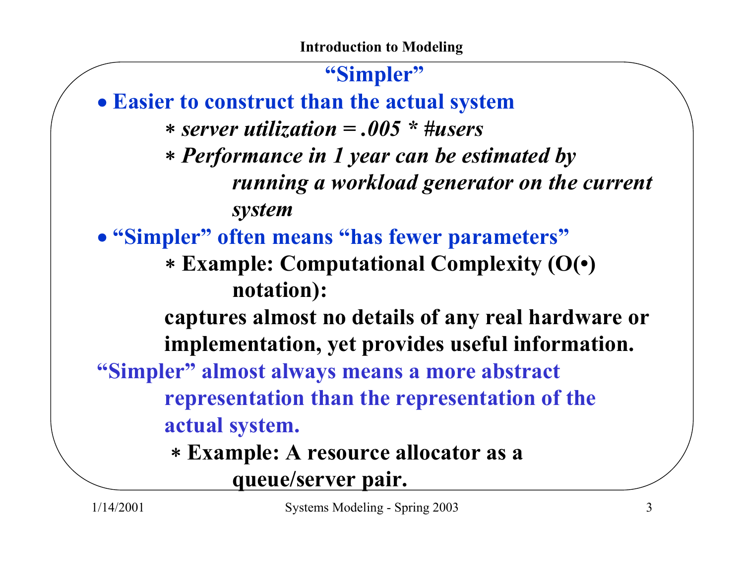## "Simpler"

- **Easier to construct than the actual system**
  - ***server utilization = .005 * #users***
  - ***Performance in 1 year can be estimated by running a workload generator on the current system***
- **"Simpler" often means "has fewer parameters"**
  - **Example: Computational Complexity (O(•) notation):**

  **captures almost no details of any real hardware or implementation, yet provides useful information.**

**"Simpler" almost always means a more abstract representation than the representation of the actual system.**

  - **Example: A resource allocator as a queue/server pair.**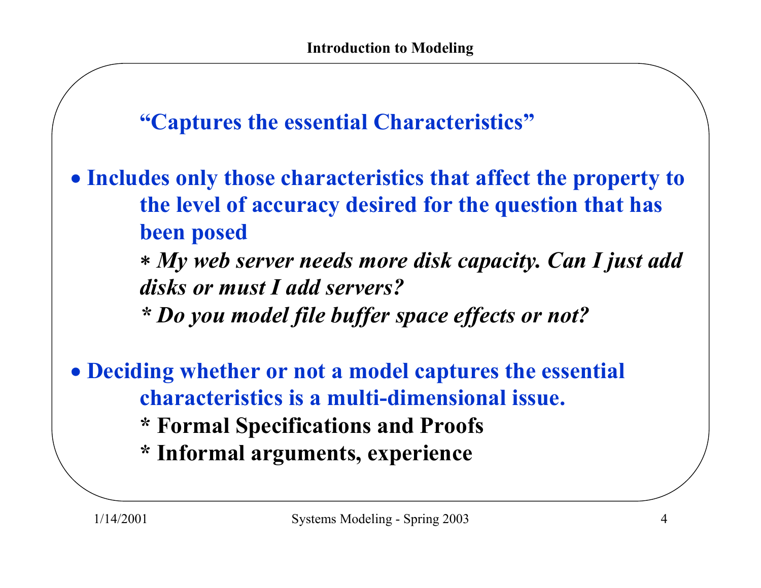## “Captures the essential Characteristics”

- **Includes only those characteristics that affect the property to the level of accuracy desired for the question that has been posed**
  - ***My web server needs more disk capacity. Can I just add disks or must I add servers?***
  - ***Do you model file buffer space effects or not?***

- **Deciding whether or not a model captures the essential characteristics is a multi-dimensional issue.**
  - **Formal Specifications and Proofs**
  - **Informal arguments, experience**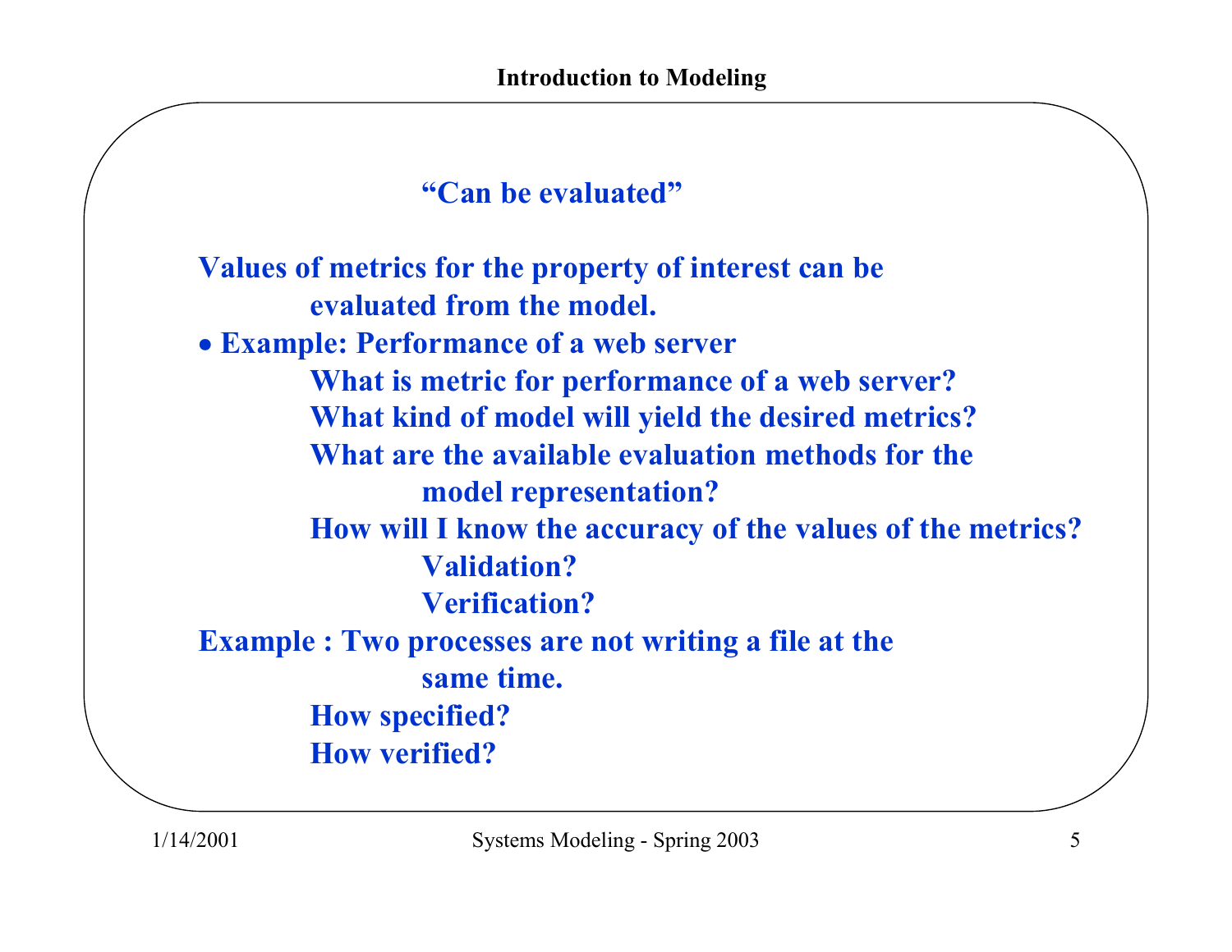## "Can be evaluated"

Values of metrics for the property of interest can be evaluated from the model.

- Example: Performance of a web server
  - What is metric for performance of a web server?
  - What kind of model will yield the desired metrics?
  - What are the available evaluation methods for the model representation?
  - How will I know the accuracy of the values of the metrics?
    - Validation?
    - Verification?

Example : Two processes are not writing a file at the same time.

- How specified?
- How verified?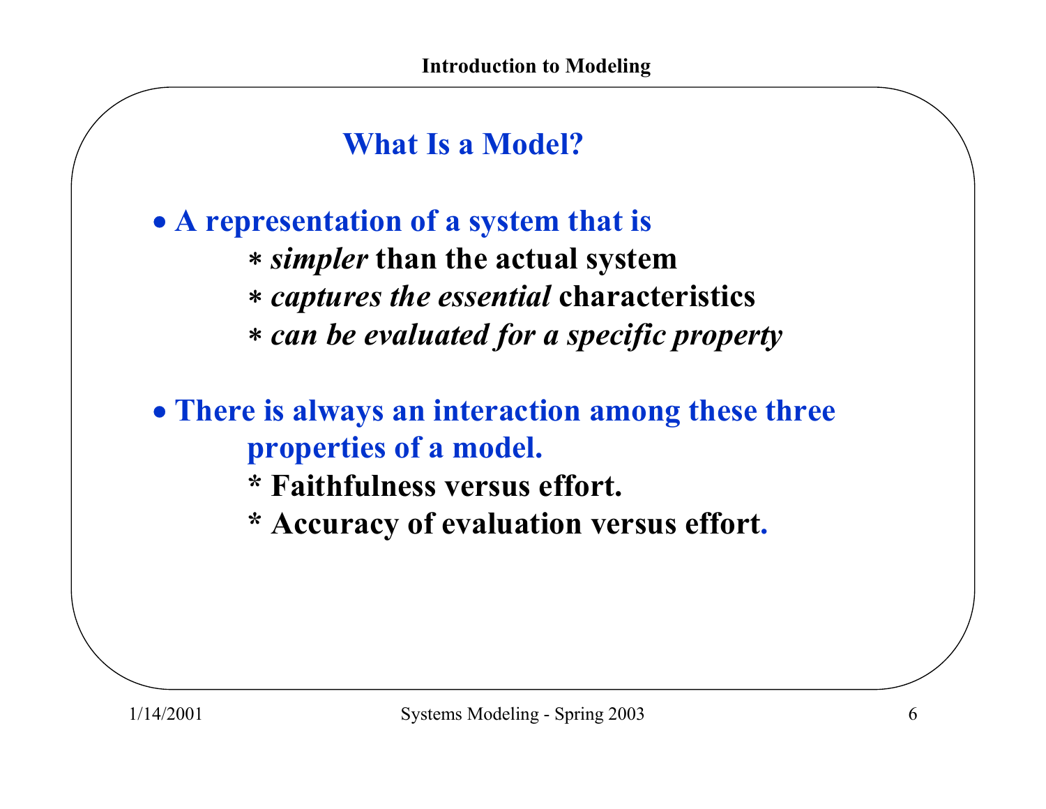## What Is a Model?

- **A representation of a system that is**
  - * ***simpler*** **than the actual system**
  - * ***captures the essential*** **characteristics**
  - * ***can be evaluated for a specific property***

- **There is always an interaction among these three properties of a model.**
  - **\* Faithfulness versus effort.**
  - **\* Accuracy of evaluation versus effort.**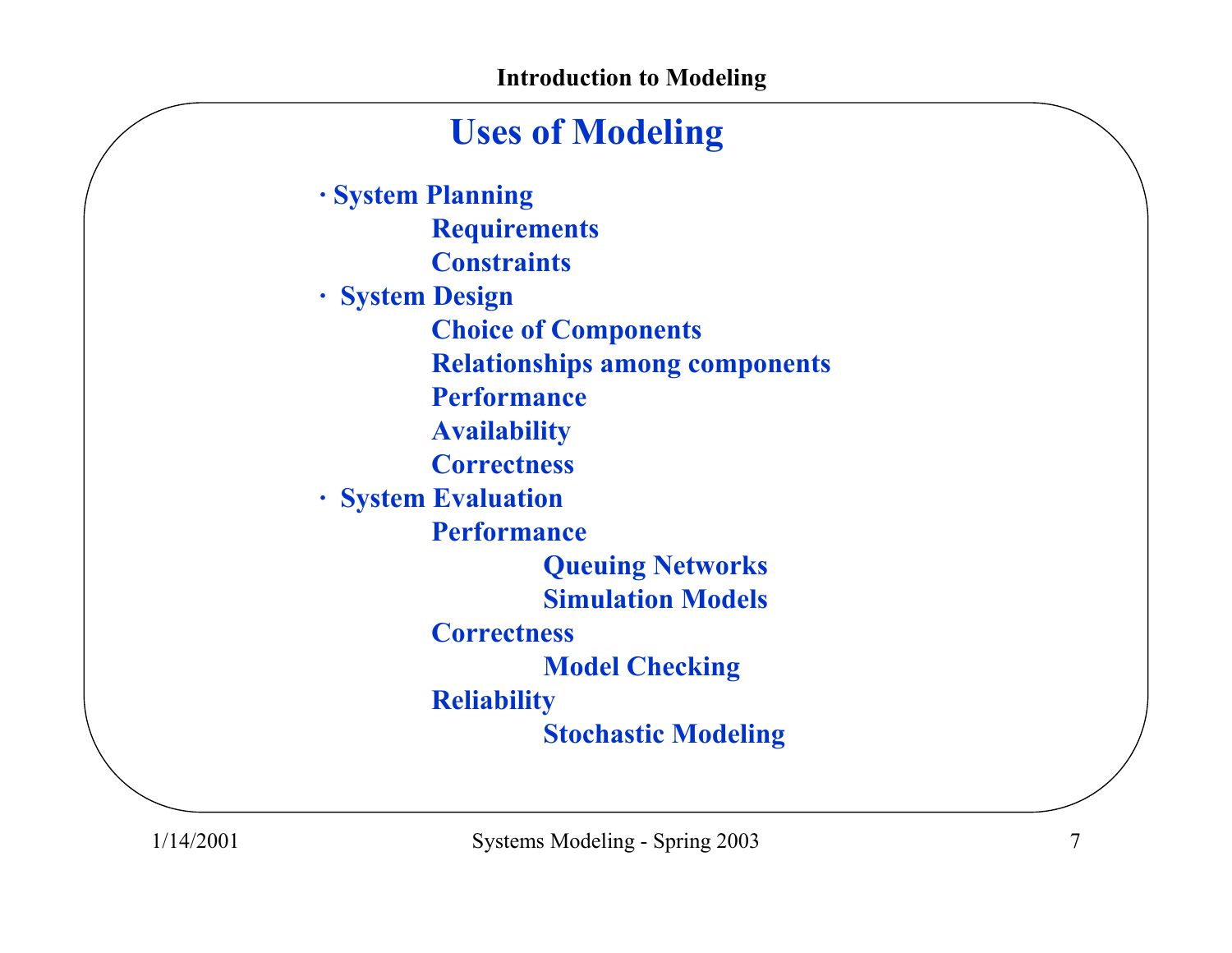## Uses of Modeling

- System Planning
  - Requirements
  - Constraints
- System Design
  - Choice of Components
  - Relationships among components
  - Performance
  - Availability
  - Correctness
- System Evaluation
  - Performance
    - Queuing Networks
    - Simulation Models
  - Correctness
    - Model Checking
  - Reliability
    - Stochastic Modeling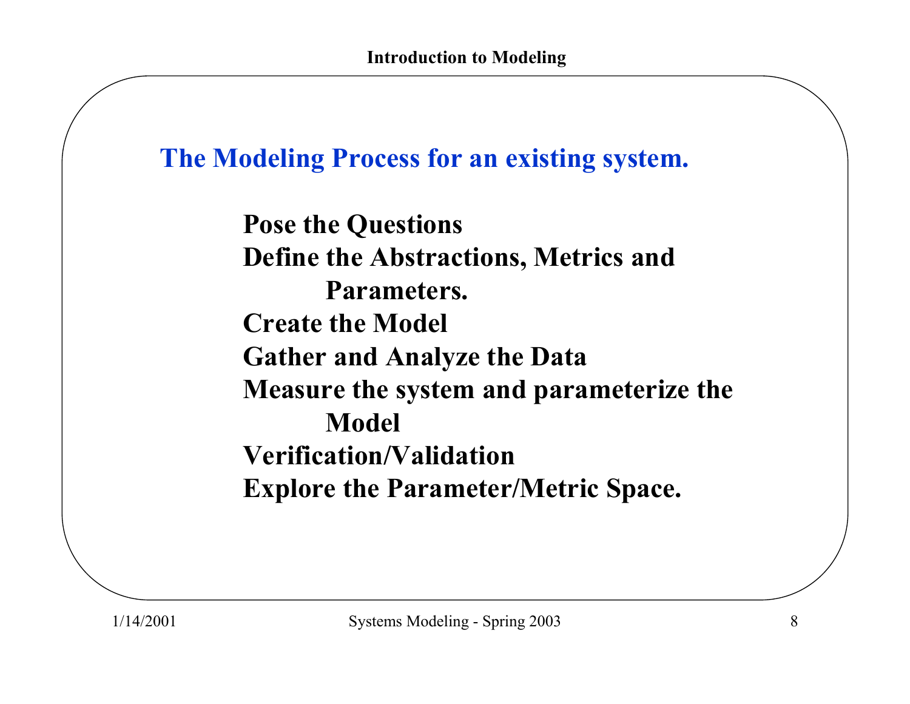## The Modeling Process for an existing system.

**Pose the Questions**
**Define the Abstractions, Metrics and Parameters.**
**Create the Model**
**Gather and Analyze the Data**
**Measure the system and parameterize the Model**
**Verification/Validation**
**Explore the Parameter/Metric Space.**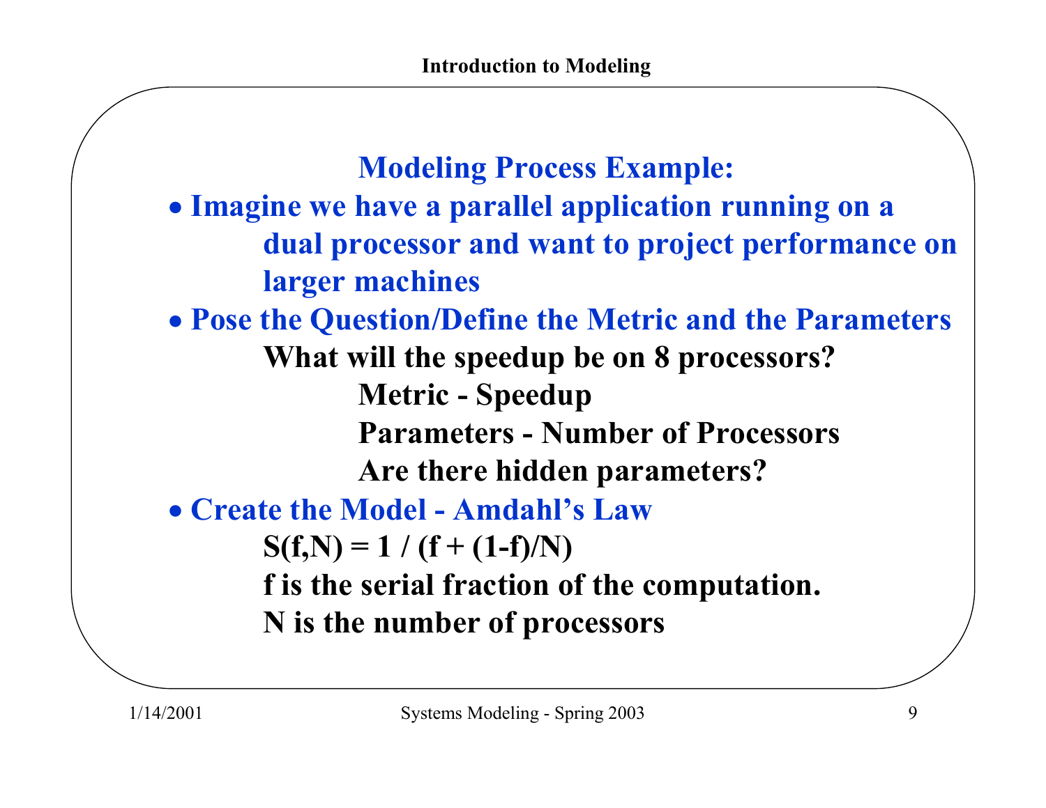## Modeling Process Example:

- **Imagine we have a parallel application running on a dual processor and want to project performance on larger machines**
- **Pose the Question/Define the Metric and the Parameters**

  **What will the speedup be on 8 processors?**

  **Metric - Speedup**

  **Parameters - Number of Processors**

  **Are there hidden parameters?**
- **Create the Model - Amdahl's Law**

  $S(f,N) = 1 / (f + (1-f)/N)$

  **$f$ is the serial fraction of the computation.**

  **$N$ is the number of processors**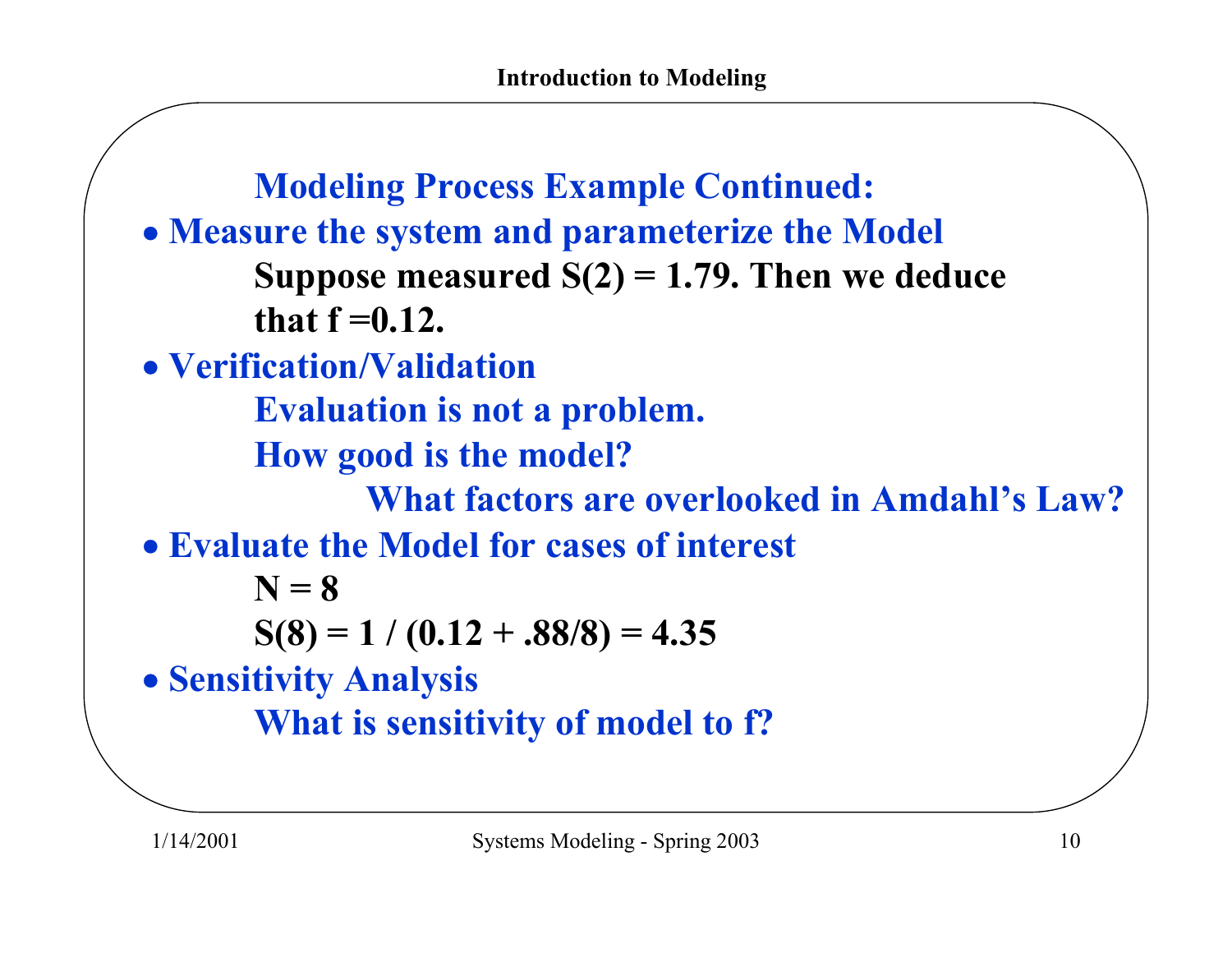## Modeling Process Example Continued:

- **Measure the system and parameterize the Model**

  **Suppose measured $S(2) = 1.79$. Then we deduce that $f = 0.12$.**

- **Verification/Validation**

  **Evaluation is not a problem.**

  **How good is the model?**

  **What factors are overlooked in Amdahl's Law?**

- **Evaluate the Model for cases of interest**

  **$N = 8$**

  **$S(8) = 1 / (0.12 + .88/8) = 4.35$**

- **Sensitivity Analysis**

  **What is sensitivity of model to f?**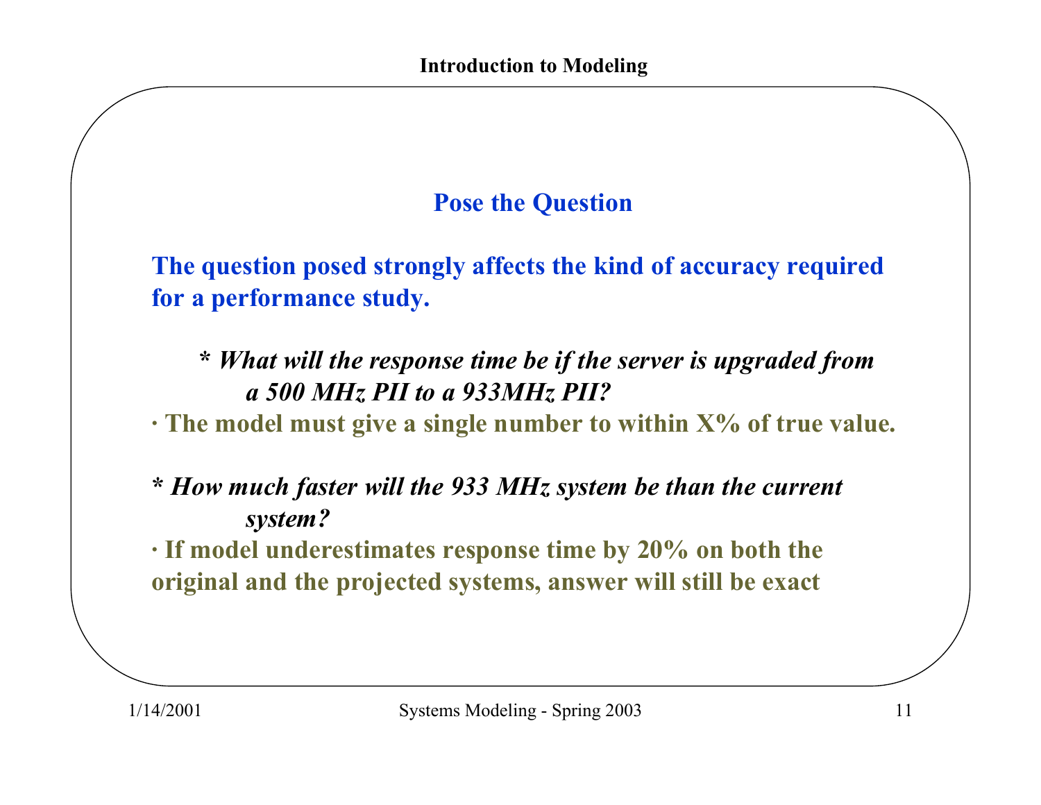## Pose the Question

**The question posed strongly affects the kind of accuracy required for a performance study.**

***\* What will the response time be if the server is upgraded from a 500 MHz PII to a 933MHz PII?***

**· The model must give a single number to within X% of true value.**

***\* How much faster will the 933 MHz system be than the current system?***

**· If model underestimates response time by 20% on both the original and the projected systems, answer will still be exact**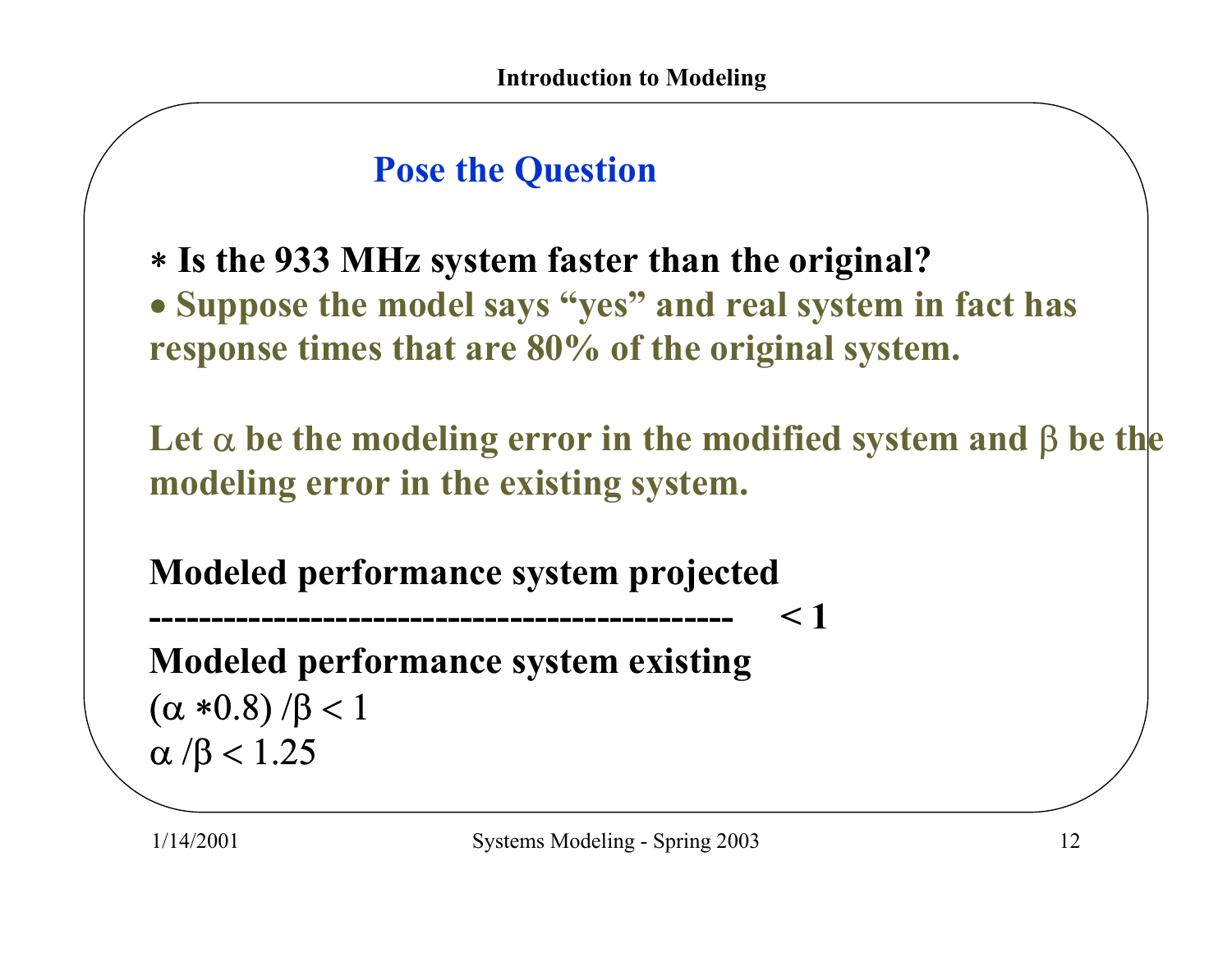## Pose the Question

* **Is the 933 MHz system faster than the original?**
- **Suppose the model says "yes" and real system in fact has response times that are 80% of the original system.**

**Let $\alpha$ be the modeling error in the modified system and $\beta$ be the modeling error in the existing system.**

$$\frac{\text{Modeled performance system projected}}{\text{Modeled performance system existing}} < 1$$

$(\alpha * 0.8) / \beta < 1$

$\alpha / \beta < 1.25$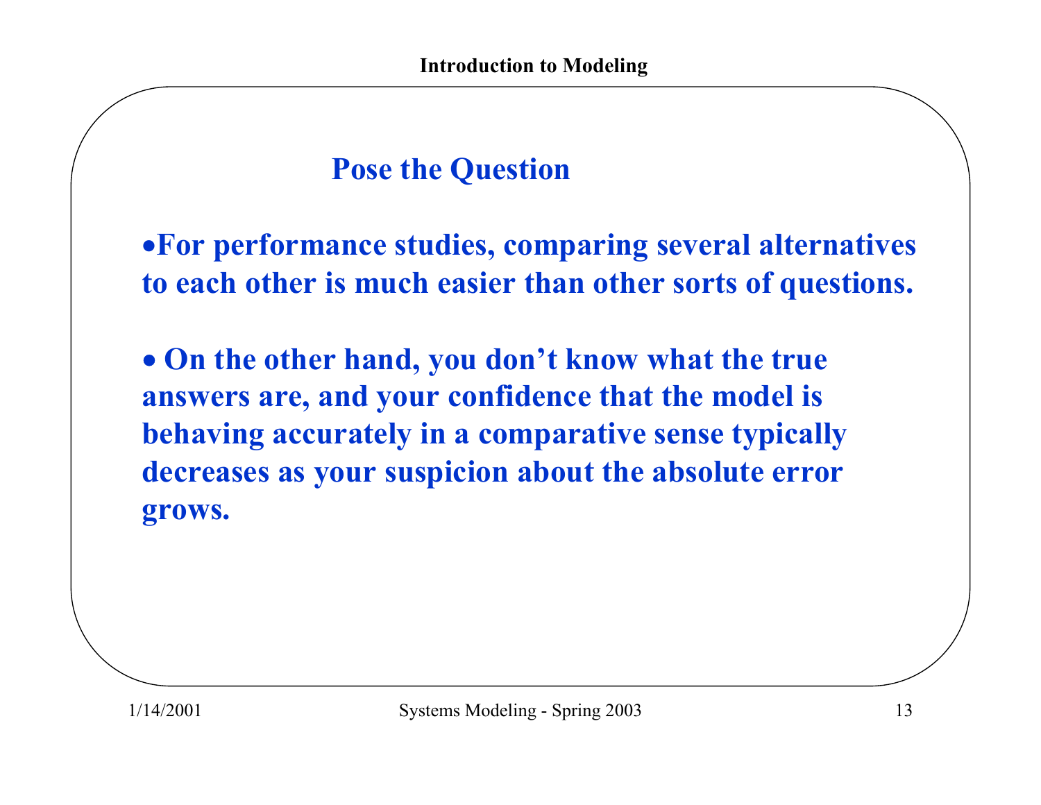## Pose the Question

- For performance studies, comparing several alternatives to each other is much easier than other sorts of questions.

- On the other hand, you don't know what the true answers are, and your confidence that the model is behaving accurately in a comparative sense typically decreases as your suspicion about the absolute error grows.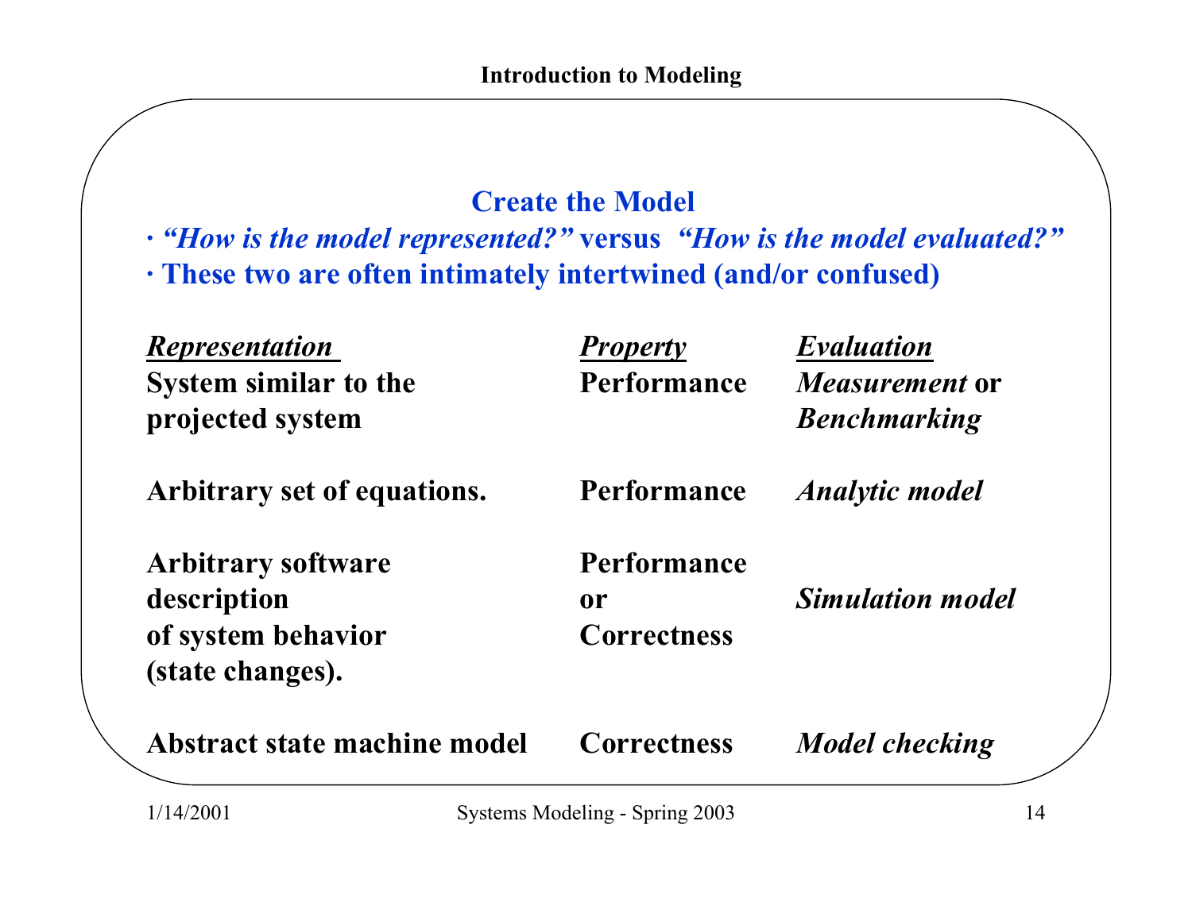## Create the Model

- ***"How is the model represented?"*** **versus** ***"How is the model evaluated?"***
- **These two are often intimately intertwined (and/or confused)**

| *Representation* | *Property* | *Evaluation* |
|---|---|---|
| **System similar to the projected system** | **Performance** | ***Measurement*** **or** ***Benchmarking*** |
| **Arbitrary set of equations.** | **Performance** | ***Analytic model*** |
| **Arbitrary software description of system behavior (state changes).** | **Performance or Correctness** | ***Simulation model*** |
| **Abstract state machine model** | **Correctness** | ***Model checking*** |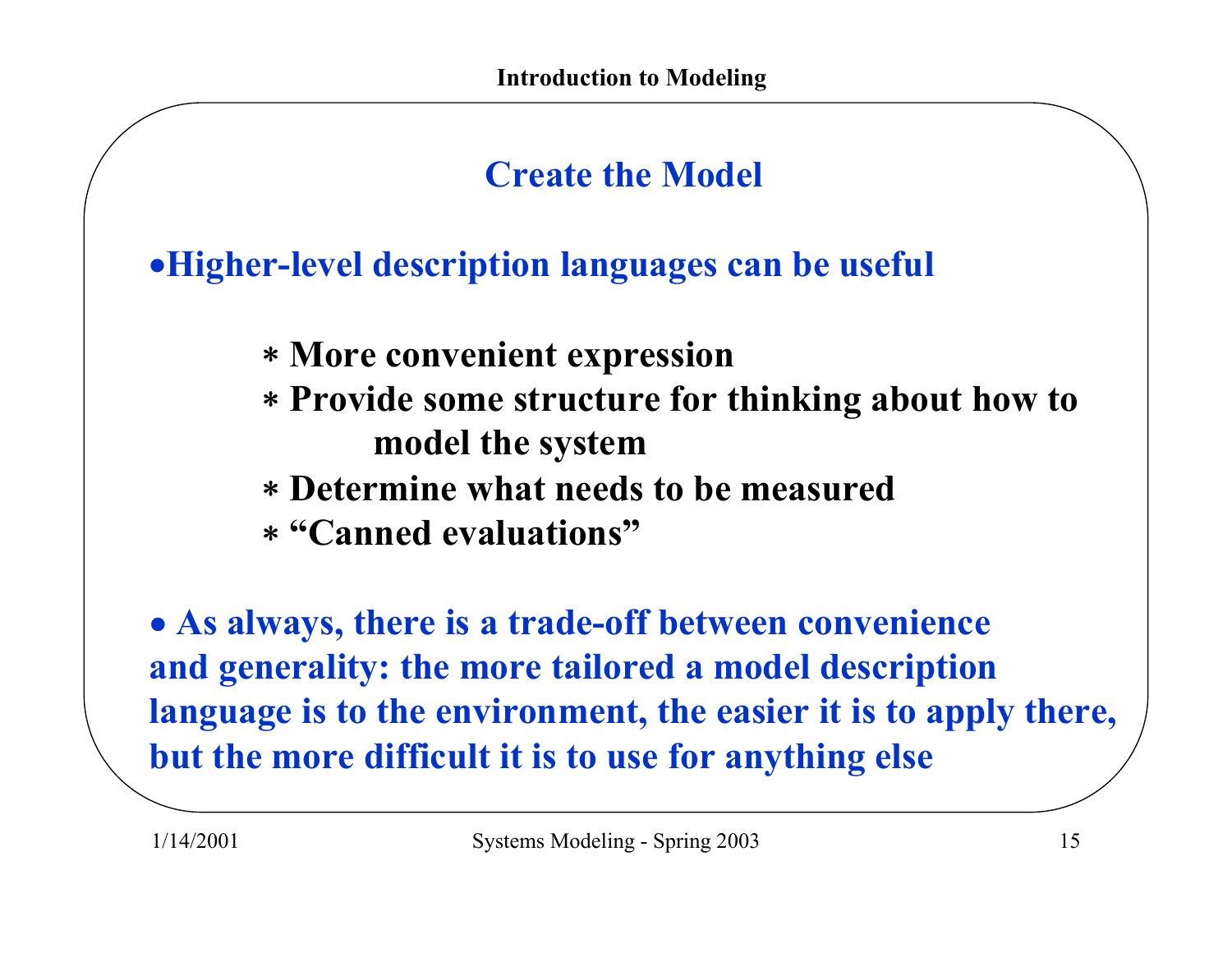## Create the Model

- **Higher-level description languages can be useful**
  - More convenient expression
  - Provide some structure for thinking about how to model the system
  - Determine what needs to be measured
  - "Canned evaluations"

- **As always, there is a trade-off between convenience and generality: the more tailored a model description language is to the environment, the easier it is to apply there, but the more difficult it is to use for anything else**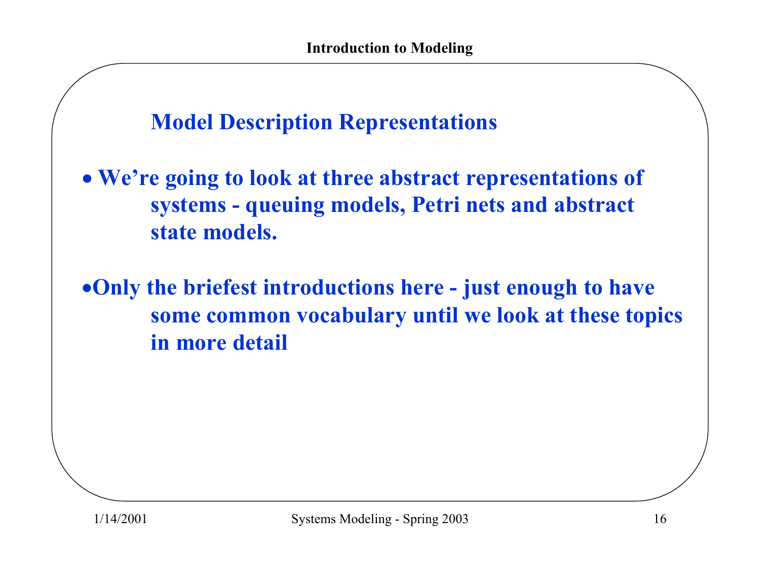## Model Description Representations

- **We're going to look at three abstract representations of systems - queuing models, Petri nets and abstract state models.**

- **Only the briefest introductions here - just enough to have some common vocabulary until we look at these topics in more detail**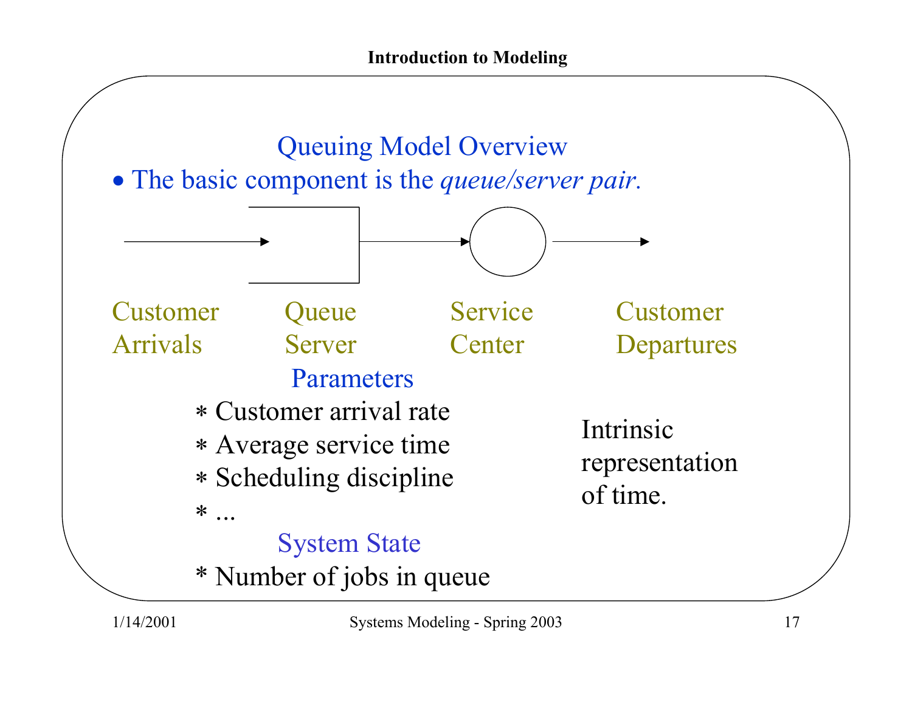## Queuing Model Overview

- The basic component is the *queue/server pair*.

Customer Arrivals | Queue Server | Service Center | Customer Departures

### Parameters

- * Customer arrival rate
- * Average service time
- * Scheduling discipline
- * ...

### System State

- * Number of jobs in queue

Intrinsic representation of time.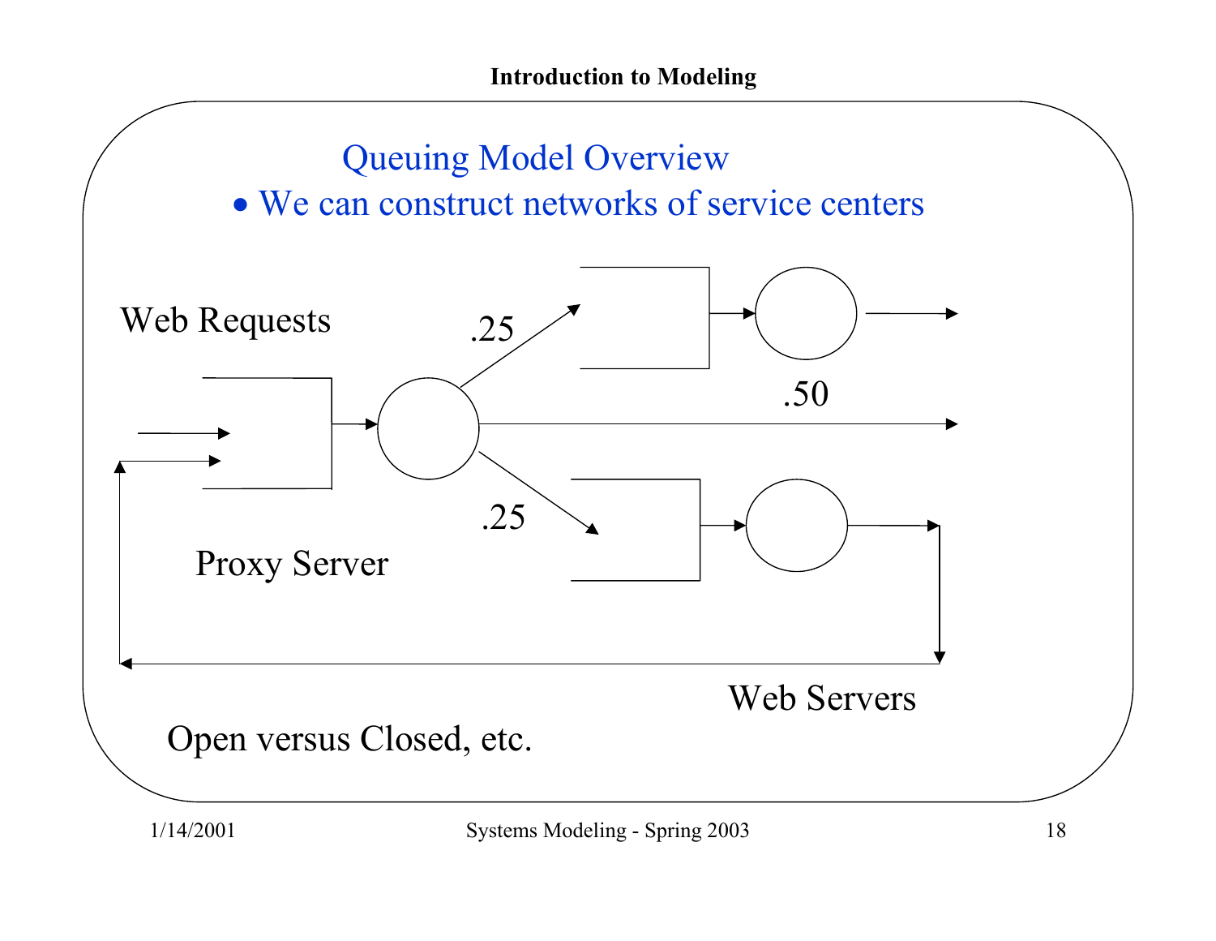## Queuing Model Overview

- We can construct networks of service centers

Web Requests

.25

.50

.25

Proxy Server

Web Servers

Open versus Closed, etc.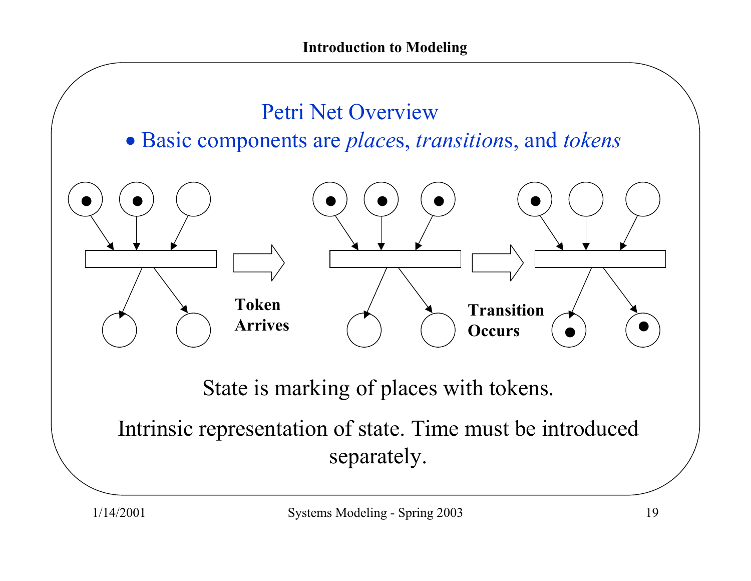## Petri Net Overview

- Basic components are *places*, *transitions*, and *tokens*

**Token Arrives**

**Transition Occurs**

State is marking of places with tokens.

Intrinsic representation of state. Time must be introduced separately.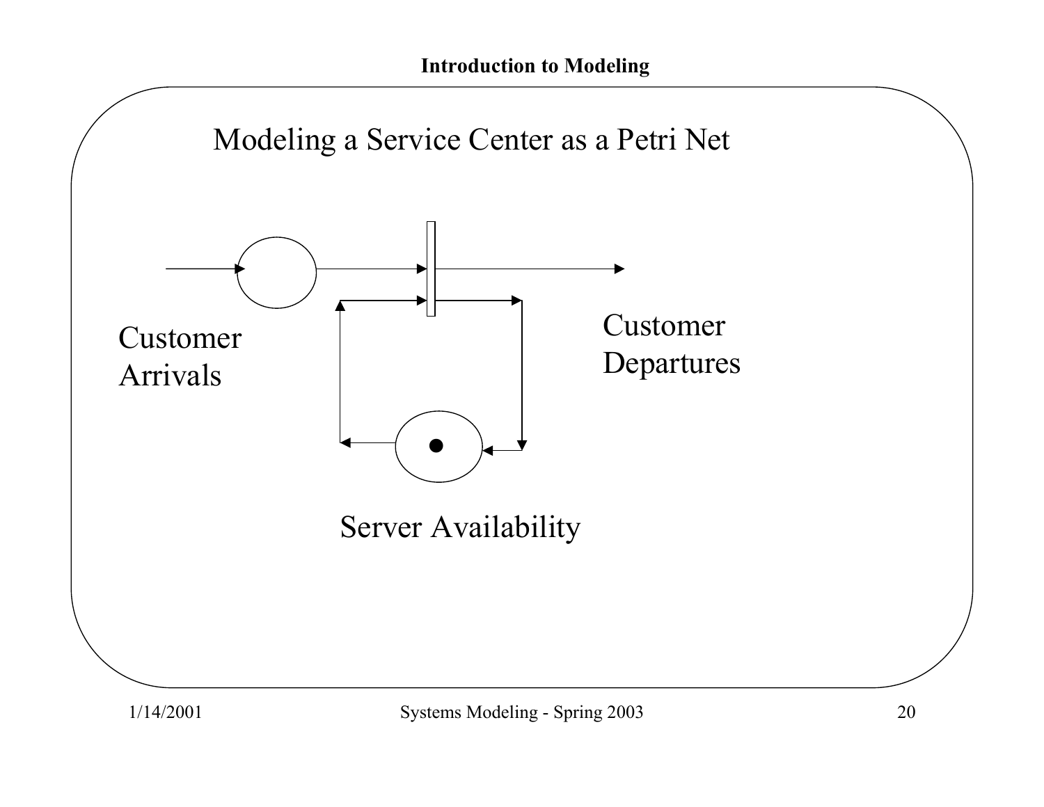## Modeling a Service Center as a Petri Net

Customer Arrivals

Customer Departures

Server Availability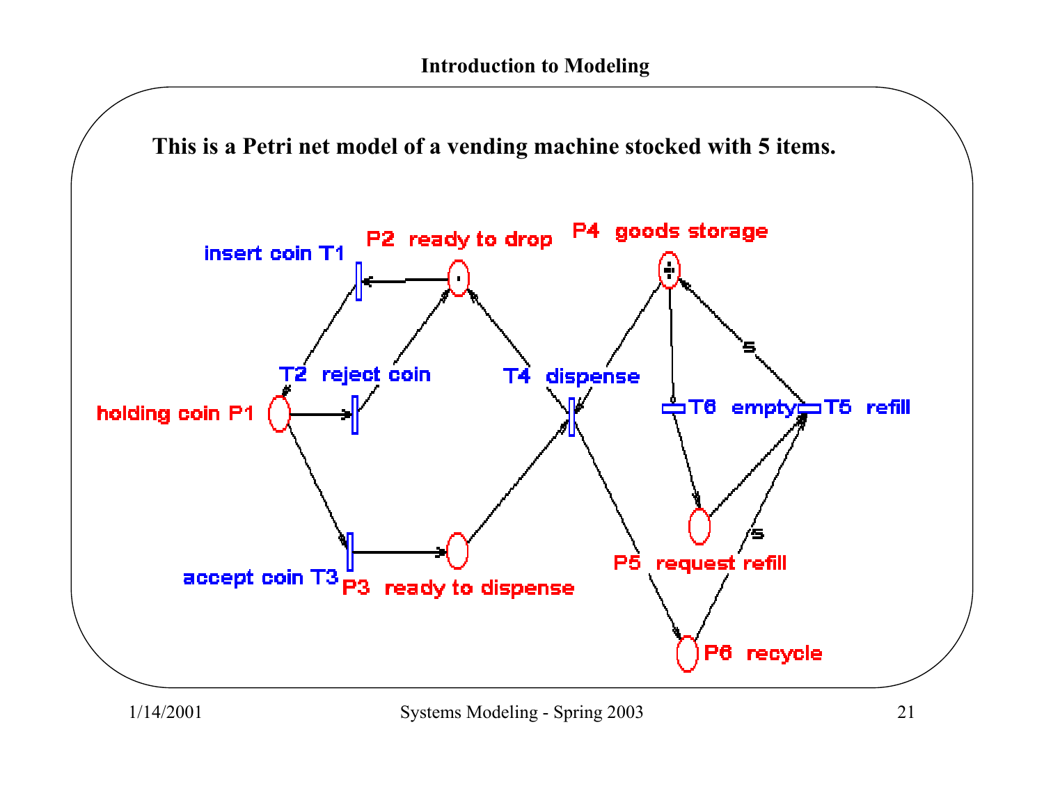This is a Petri net model of a vending machine stocked with 5 items.

insert coin T1

P2 ready to drop

P4 goods storage

T2 reject coin

T4 dispense

holding coin P1

T6 empty

T5 refill

5

5

accept coin T3

P3 ready to dispense

P5 request refill

P6 recycle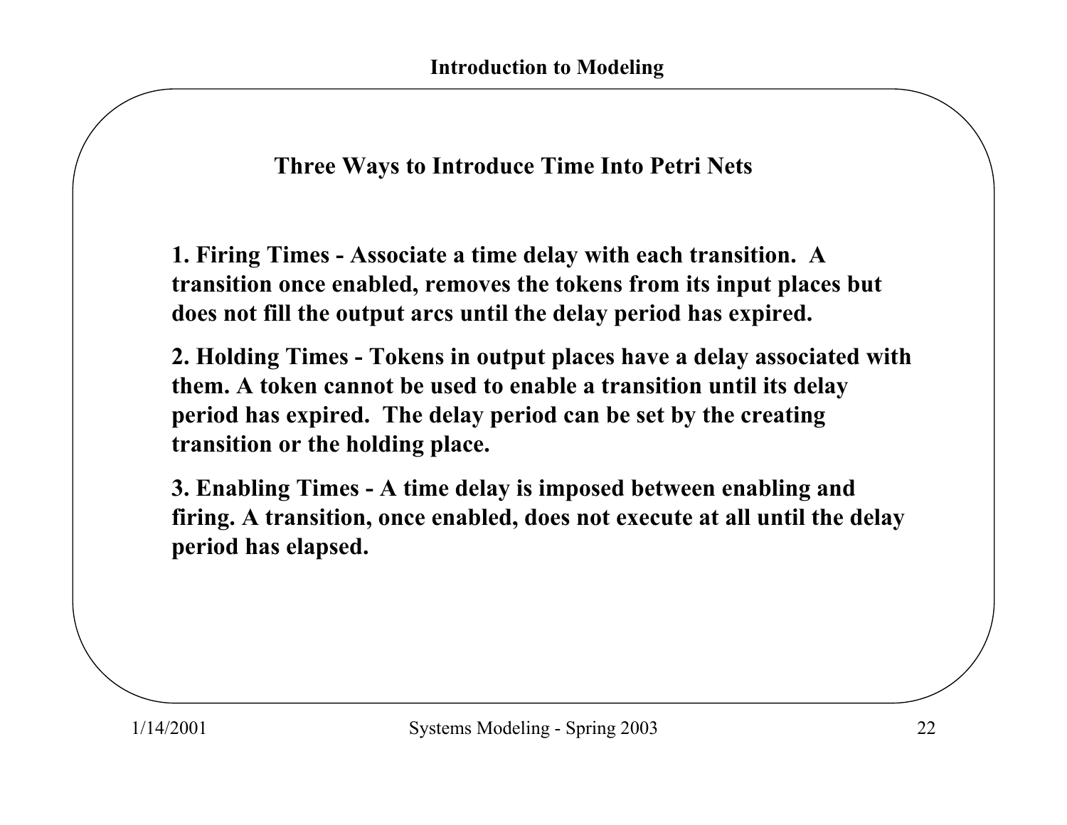## Three Ways to Introduce Time Into Petri Nets

**1. Firing Times - Associate a time delay with each transition. A transition once enabled, removes the tokens from its input places but does not fill the output arcs until the delay period has expired.**

**2. Holding Times - Tokens in output places have a delay associated with them. A token cannot be used to enable a transition until its delay period has expired. The delay period can be set by the creating transition or the holding place.**

**3. Enabling Times - A time delay is imposed between enabling and firing. A transition, once enabled, does not execute at all until the delay period has elapsed.**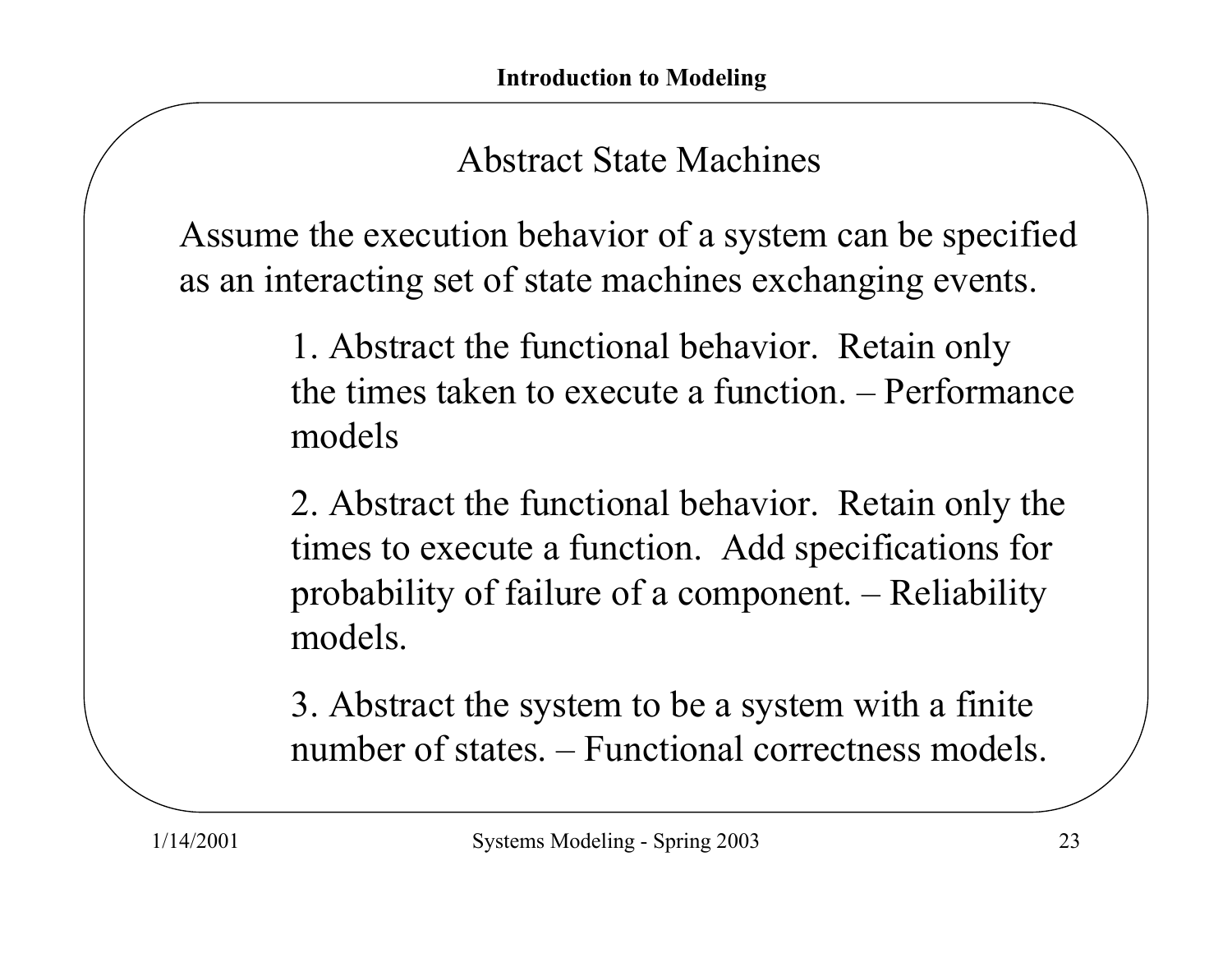## Abstract State Machines

Assume the execution behavior of a system can be specified as an interacting set of state machines exchanging events.

1. Abstract the functional behavior. Retain only the times taken to execute a function. – Performance models

2. Abstract the functional behavior. Retain only the times to execute a function. Add specifications for probability of failure of a component. – Reliability models.

3. Abstract the system to be a system with a finite number of states. – Functional correctness models.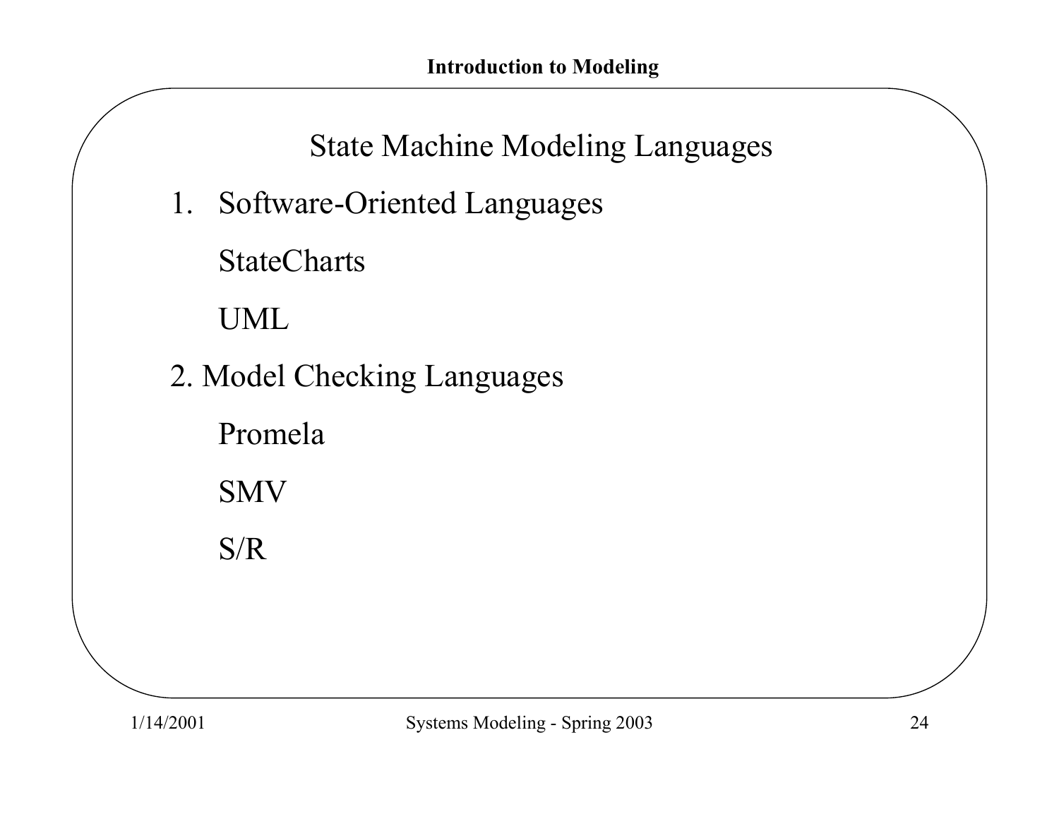# State Machine Modeling Languages

1. Software-Oriented Languages

   StateCharts

   UML

2. Model Checking Languages

   Promela

   SMV

   S/R